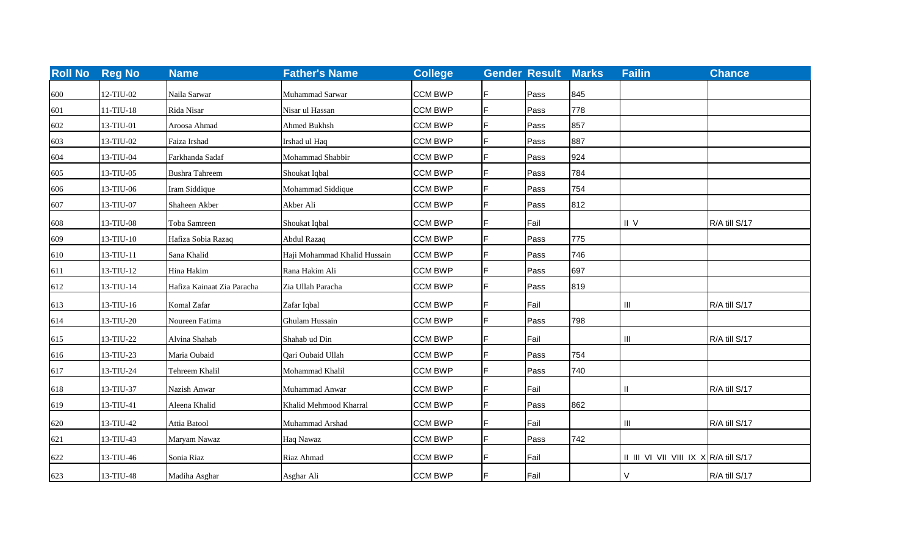| Roll No | Reg No | Name | Father's Name | College | Gender | Result | Marks | Failin | Chance |
|---|---|---|---|---|---|---|---|---|---|
| 600 | 12-TIU-02 | Naila Sarwar | Muhammad Sarwar | CCM BWP | F | Pass | 845 | | |
| 601 | 11-TIU-18 | Rida Nisar | Nisar ul Hassan | CCM BWP | F | Pass | 778 | | |
| 602 | 13-TIU-01 | Aroosa Ahmad | Ahmed Bukhsh | CCM BWP | F | Pass | 857 | | |
| 603 | 13-TIU-02 | Faiza Irshad | Irshad ul Haq | CCM BWP | F | Pass | 887 | | |
| 604 | 13-TIU-04 | Farkhanda Sadaf | Mohammad Shabbir | CCM BWP | F | Pass | 924 | | |
| 605 | 13-TIU-05 | Bushra Tahreem | Shoukat Iqbal | CCM BWP | F | Pass | 784 | | |
| 606 | 13-TIU-06 | Iram Siddique | Mohammad Siddique | CCM BWP | F | Pass | 754 | | |
| 607 | 13-TIU-07 | Shaheen Akber | Akber Ali | CCM BWP | F | Pass | 812 | | |
| 608 | 13-TIU-08 | Toba Samreen | Shoukat Iqbal | CCM BWP | F | Fail | | II V | R/A till S/17 |
| 609 | 13-TIU-10 | Hafiza Sobia Razaq | Abdul Razaq | CCM BWP | F | Pass | 775 | | |
| 610 | 13-TIU-11 | Sana Khalid | Haji Mohammad Khalid Hussain | CCM BWP | F | Pass | 746 | | |
| 611 | 13-TIU-12 | Hina Hakim | Rana Hakim Ali | CCM BWP | F | Pass | 697 | | |
| 612 | 13-TIU-14 | Hafiza Kainaat Zia Paracha | Zia Ullah Paracha | CCM BWP | F | Pass | 819 | | |
| 613 | 13-TIU-16 | Komal Zafar | Zafar Iqbal | CCM BWP | F | Fail | | III | R/A till S/17 |
| 614 | 13-TIU-20 | Noureen Fatima | Ghulam Hussain | CCM BWP | F | Pass | 798 | | |
| 615 | 13-TIU-22 | Alvina Shahab | Shahab ud Din | CCM BWP | F | Fail | | III | R/A till S/17 |
| 616 | 13-TIU-23 | Maria Oubaid | Qari Oubaid Ullah | CCM BWP | F | Pass | 754 | | |
| 617 | 13-TIU-24 | Tehreem Khalil | Mohammad Khalil | CCM BWP | F | Pass | 740 | | |
| 618 | 13-TIU-37 | Nazish Anwar | Muhammad Anwar | CCM BWP | F | Fail | | II | R/A till S/17 |
| 619 | 13-TIU-41 | Aleena Khalid | Khalid Mehmood Kharral | CCM BWP | F | Pass | 862 | | |
| 620 | 13-TIU-42 | Attia Batool | Muhammad Arshad | CCM BWP | F | Fail | | III | R/A till S/17 |
| 621 | 13-TIU-43 | Maryam Nawaz | Haq Nawaz | CCM BWP | F | Pass | 742 | | |
| 622 | 13-TIU-46 | Sonia Riaz | Riaz Ahmad | CCM BWP | F | Fail | | II III VI VII VIII IX X | R/A till S/17 |
| 623 | 13-TIU-48 | Madiha Asghar | Asghar Ali | CCM BWP | F | Fail | | V | R/A till S/17 |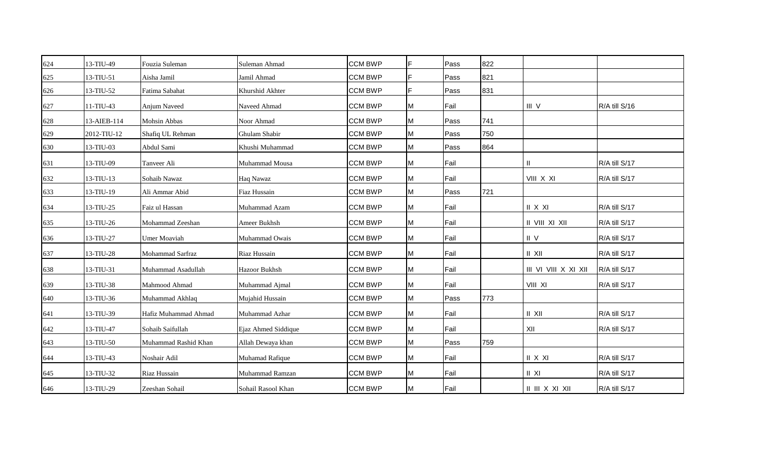| | | | | | | | | | |
|---|---|---|---|---|---|---|---|---|---|
| 624 | 13-TIU-49 | Fouzia Suleman | Suleman Ahmad | CCM BWP | F | Pass | 822 | | |
| 625 | 13-TIU-51 | Aisha Jamil | Jamil Ahmad | CCM BWP | F | Pass | 821 | | |
| 626 | 13-TIU-52 | Fatima Sabahat | Khurshid Akhter | CCM BWP | F | Pass | 831 | | |
| 627 | 11-TIU-43 | Anjum Naveed | Naveed Ahmad | CCM BWP | M | Fail | | III V | R/A till S/16 |
| 628 | 13-AIEB-114 | Mohsin Abbas | Noor Ahmad | CCM BWP | M | Pass | 741 | | |
| 629 | 2012-TIU-12 | Shafiq UL Rehman | Ghulam Shabir | CCM BWP | M | Pass | 750 | | |
| 630 | 13-TIU-03 | Abdul Sami | Khushi Muhammad | CCM BWP | M | Pass | 864 | | |
| 631 | 13-TIU-09 | Tanveer Ali | Muhammad Mousa | CCM BWP | M | Fail | | II | R/A till S/17 |
| 632 | 13-TIU-13 | Sohaib Nawaz | Haq Nawaz | CCM BWP | M | Fail | | VIII X XI | R/A till S/17 |
| 633 | 13-TIU-19 | Ali Ammar Abid | Fiaz Hussain | CCM BWP | M | Pass | 721 | | |
| 634 | 13-TIU-25 | Faiz ul Hassan | Muhammad Azam | CCM BWP | M | Fail | | II X XI | R/A till S/17 |
| 635 | 13-TIU-26 | Mohammad Zeeshan | Ameer Bukhsh | CCM BWP | M | Fail | | II VIII XI XII | R/A till S/17 |
| 636 | 13-TIU-27 | Umer Moaviah | Muhammad Owais | CCM BWP | M | Fail | | II V | R/A till S/17 |
| 637 | 13-TIU-28 | Mohammad Sarfraz | Riaz Hussain | CCM BWP | M | Fail | | II XII | R/A till S/17 |
| 638 | 13-TIU-31 | Muhammad Asadullah | Hazoor Bukhsh | CCM BWP | M | Fail | | III VI VIII X XI XII | R/A till S/17 |
| 639 | 13-TIU-38 | Mahmood Ahmad | Muhammad Ajmal | CCM BWP | M | Fail | | VIII XI | R/A till S/17 |
| 640 | 13-TIU-36 | Muhammad Akhlaq | Mujahid Hussain | CCM BWP | M | Pass | 773 | | |
| 641 | 13-TIU-39 | Hafiz Muhammad Ahmad | Muhammad Azhar | CCM BWP | M | Fail | | II XII | R/A till S/17 |
| 642 | 13-TIU-47 | Sohaib Saifullah | Ejaz Ahmed Siddique | CCM BWP | M | Fail | | XII | R/A till S/17 |
| 643 | 13-TIU-50 | Muhammad Rashid Khan | Allah Dewaya khan | CCM BWP | M | Pass | 759 | | |
| 644 | 13-TIU-43 | Noshair Adil | Muhamad Rafique | CCM BWP | M | Fail | | II X XI | R/A till S/17 |
| 645 | 13-TIU-32 | Riaz Hussain | Muhammad Ramzan | CCM BWP | M | Fail | | II XI | R/A till S/17 |
| 646 | 13-TIU-29 | Zeeshan Sohail | Sohail Rasool Khan | CCM BWP | M | Fail | | II III X XI XII | R/A till S/17 |